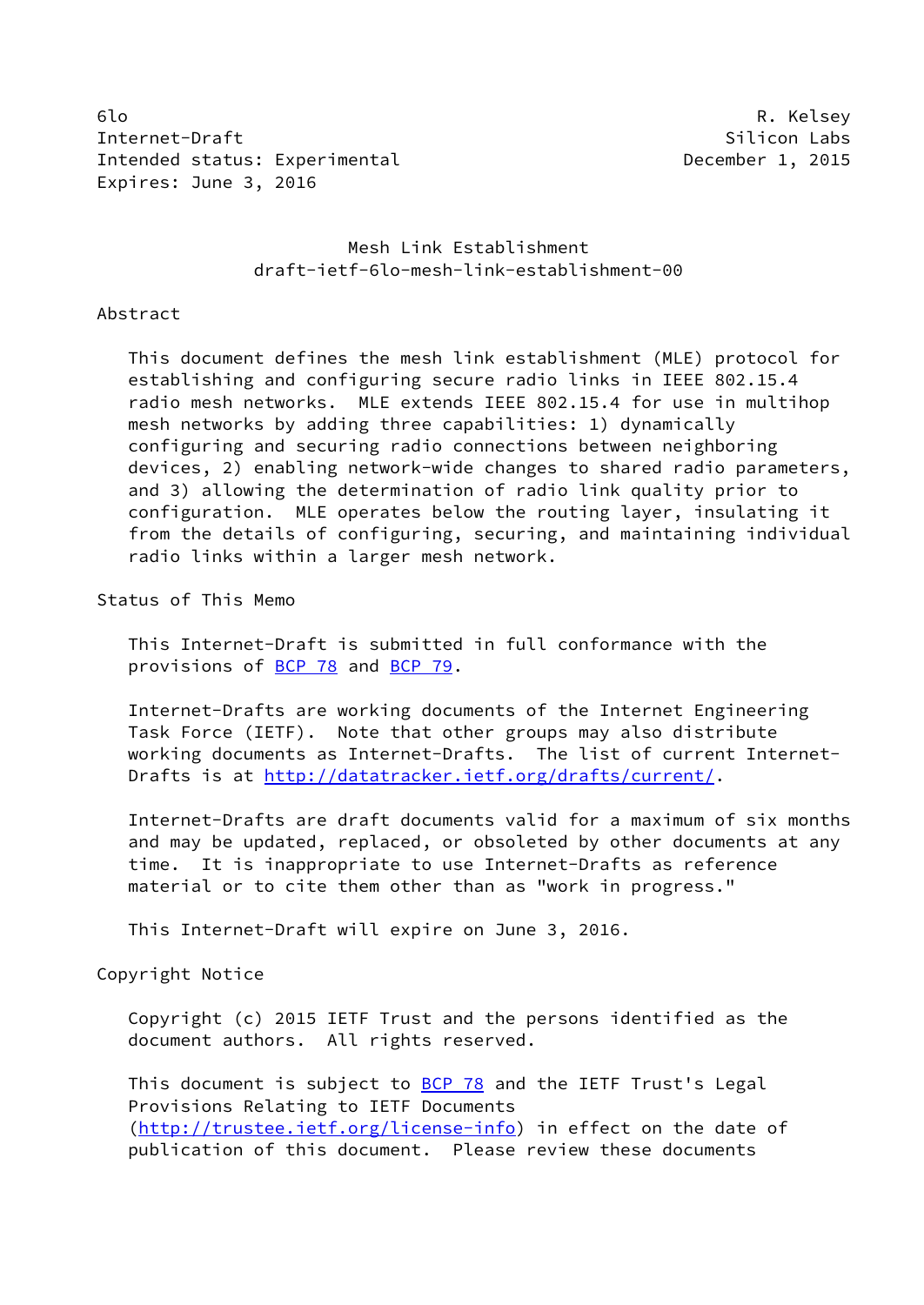6lo R. Kelsey
Internet-Draft Silicon Labs
Intended status: Experimental December 1, 2015
Expires: June 3, 2016

# Mesh Link Establishment
## draft-ietf-6lo-mesh-link-establishment-00

## Abstract

This document defines the mesh link establishment (MLE) protocol for establishing and configuring secure radio links in IEEE 802.15.4 radio mesh networks. MLE extends IEEE 802.15.4 for use in multihop mesh networks by adding three capabilities: 1) dynamically configuring and securing radio connections between neighboring devices, 2) enabling network-wide changes to shared radio parameters, and 3) allowing the determination of radio link quality prior to configuration. MLE operates below the routing layer, insulating it from the details of configuring, securing, and maintaining individual radio links within a larger mesh network.

## Status of This Memo

This Internet-Draft is submitted in full conformance with the provisions of BCP 78 and BCP 79.

Internet-Drafts are working documents of the Internet Engineering Task Force (IETF). Note that other groups may also distribute working documents as Internet-Drafts. The list of current Internet-Drafts is at http://datatracker.ietf.org/drafts/current/.

Internet-Drafts are draft documents valid for a maximum of six months and may be updated, replaced, or obsoleted by other documents at any time. It is inappropriate to use Internet-Drafts as reference material or to cite them other than as "work in progress."

This Internet-Draft will expire on June 3, 2016.

## Copyright Notice

Copyright (c) 2015 IETF Trust and the persons identified as the document authors. All rights reserved.

This document is subject to BCP 78 and the IETF Trust's Legal Provisions Relating to IETF Documents (http://trustee.ietf.org/license-info) in effect on the date of publication of this document. Please review these documents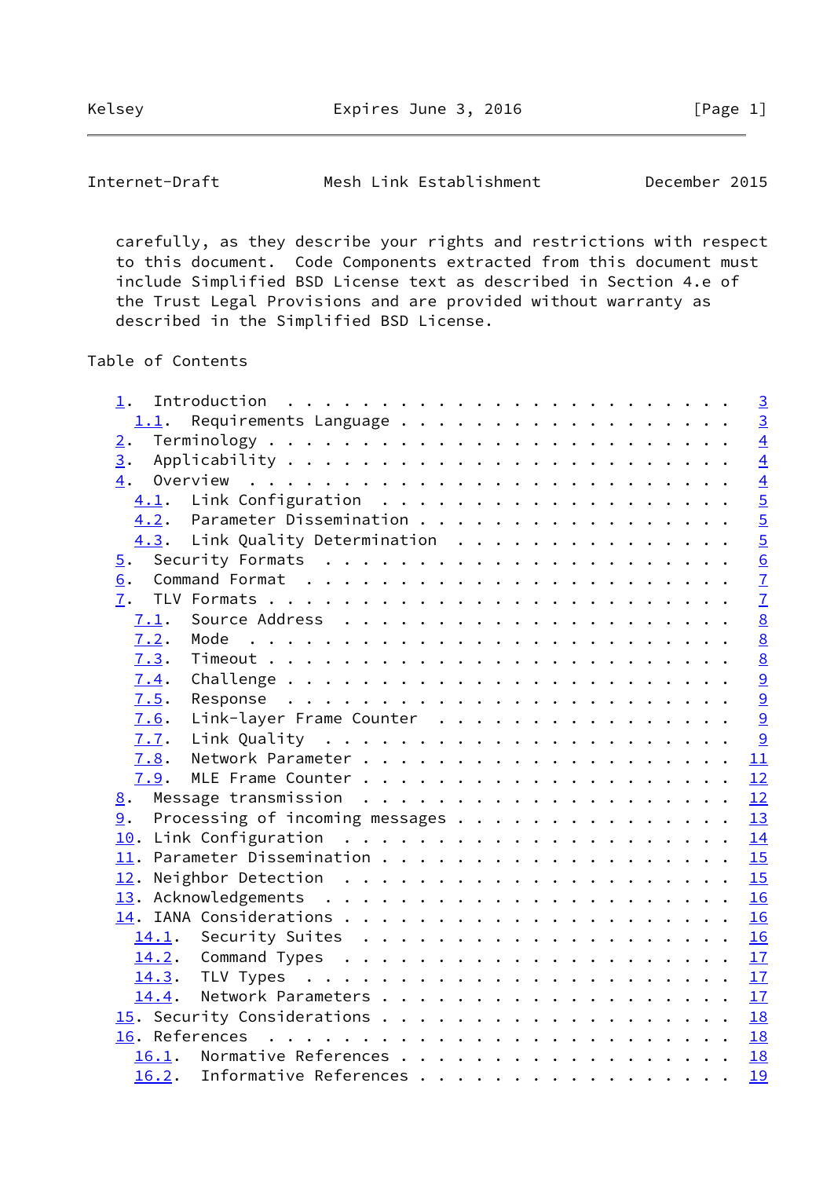carefully, as they describe your rights and restrictions with respect to this document. Code Components extracted from this document must include Simplified BSD License text as described in Section 4.e of the Trust Legal Provisions and are provided without warranty as described in the Simplified BSD License.

## Table of Contents

- 1. Introduction . . . . . . . . . . . . . . . . . . . . . . . . 3
  - 1.1. Requirements Language . . . . . . . . . . . . . . . . . . 3
- 2. Terminology . . . . . . . . . . . . . . . . . . . . . . . . . 4
- 3. Applicability . . . . . . . . . . . . . . . . . . . . . . . . 4
- 4. Overview . . . . . . . . . . . . . . . . . . . . . . . . . . 4
  - 4.1. Link Configuration . . . . . . . . . . . . . . . . . . . 5
  - 4.2. Parameter Dissemination . . . . . . . . . . . . . . . . . 5
  - 4.3. Link Quality Determination . . . . . . . . . . . . . . . 5
- 5. Security Formats . . . . . . . . . . . . . . . . . . . . . . 6
- 6. Command Format . . . . . . . . . . . . . . . . . . . . . . . 7
- 7. TLV Formats . . . . . . . . . . . . . . . . . . . . . . . . . 7
  - 7.1. Source Address . . . . . . . . . . . . . . . . . . . . . 8
  - 7.2. Mode . . . . . . . . . . . . . . . . . . . . . . . . . . 8
  - 7.3. Timeout . . . . . . . . . . . . . . . . . . . . . . . . . 8
  - 7.4. Challenge . . . . . . . . . . . . . . . . . . . . . . . . 9
  - 7.5. Response . . . . . . . . . . . . . . . . . . . . . . . . 9
  - 7.6. Link-layer Frame Counter . . . . . . . . . . . . . . . . 9
  - 7.7. Link Quality . . . . . . . . . . . . . . . . . . . . . . 9
  - 7.8. Network Parameter . . . . . . . . . . . . . . . . . . . . 11
  - 7.9. MLE Frame Counter . . . . . . . . . . . . . . . . . . . . 12
- 8. Message transmission . . . . . . . . . . . . . . . . . . . . 12
- 9. Processing of incoming messages . . . . . . . . . . . . . . . 13
- 10. Link Configuration . . . . . . . . . . . . . . . . . . . . . 14
- 11. Parameter Dissemination . . . . . . . . . . . . . . . . . . . 15
- 12. Neighbor Detection . . . . . . . . . . . . . . . . . . . . . 15
- 13. Acknowledgements . . . . . . . . . . . . . . . . . . . . . . 16
- 14. IANA Considerations . . . . . . . . . . . . . . . . . . . . . 16
  - 14.1. Security Suites . . . . . . . . . . . . . . . . . . . . 16
  - 14.2. Command Types . . . . . . . . . . . . . . . . . . . . . 17
  - 14.3. TLV Types . . . . . . . . . . . . . . . . . . . . . . . 17
  - 14.4. Network Parameters . . . . . . . . . . . . . . . . . . . 17
- 15. Security Considerations . . . . . . . . . . . . . . . . . . . 18
- 16. References . . . . . . . . . . . . . . . . . . . . . . . . . 18
  - 16.1. Normative References . . . . . . . . . . . . . . . . . . 18
  - 16.2. Informative References . . . . . . . . . . . . . . . . . 19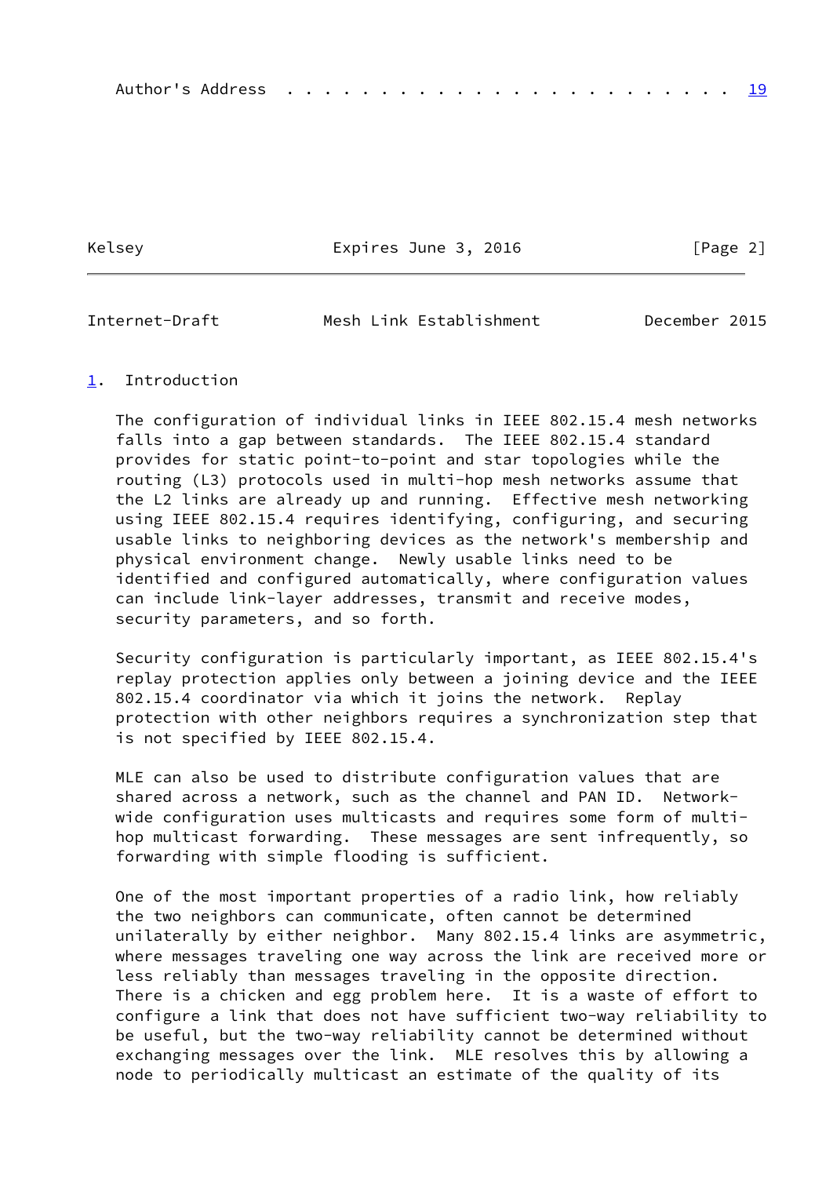Author's Address . . . . . . . . . . . . . . . . . . . . . . . . 19

## 1. Introduction

The configuration of individual links in IEEE 802.15.4 mesh networks falls into a gap between standards. The IEEE 802.15.4 standard provides for static point-to-point and star topologies while the routing (L3) protocols used in multi-hop mesh networks assume that the L2 links are already up and running. Effective mesh networking using IEEE 802.15.4 requires identifying, configuring, and securing usable links to neighboring devices as the network's membership and physical environment change. Newly usable links need to be identified and configured automatically, where configuration values can include link-layer addresses, transmit and receive modes, security parameters, and so forth.

Security configuration is particularly important, as IEEE 802.15.4's replay protection applies only between a joining device and the IEEE 802.15.4 coordinator via which it joins the network. Replay protection with other neighbors requires a synchronization step that is not specified by IEEE 802.15.4.

MLE can also be used to distribute configuration values that are shared across a network, such as the channel and PAN ID. Network-wide configuration uses multicasts and requires some form of multi-hop multicast forwarding. These messages are sent infrequently, so forwarding with simple flooding is sufficient.

One of the most important properties of a radio link, how reliably the two neighbors can communicate, often cannot be determined unilaterally by either neighbor. Many 802.15.4 links are asymmetric, where messages traveling one way across the link are received more or less reliably than messages traveling in the opposite direction. There is a chicken and egg problem here. It is a waste of effort to configure a link that does not have sufficient two-way reliability to be useful, but the two-way reliability cannot be determined without exchanging messages over the link. MLE resolves this by allowing a node to periodically multicast an estimate of the quality of its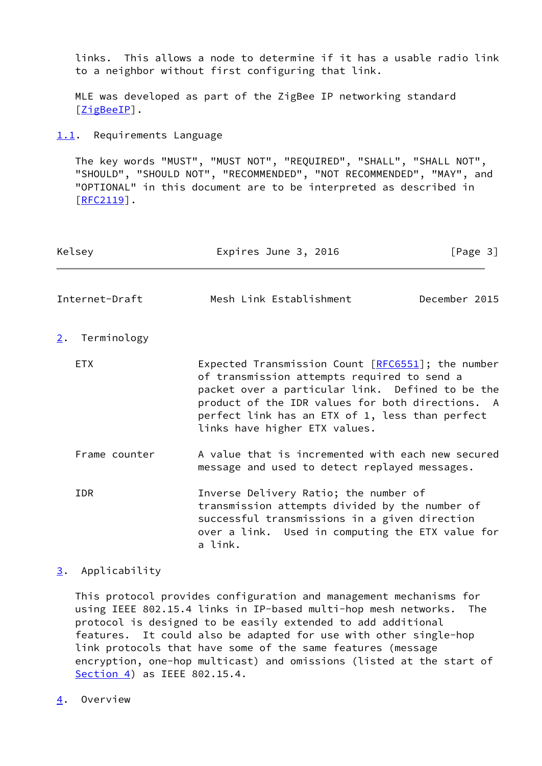links.  This allows a node to determine if it has a usable radio link to a neighbor without first configuring that link.

MLE was developed as part of the ZigBee IP networking standard [ZigBeeIP].

### 1.1. Requirements Language

The key words "MUST", "MUST NOT", "REQUIRED", "SHALL", "SHALL NOT", "SHOULD", "SHOULD NOT", "RECOMMENDED", "NOT RECOMMENDED", "MAY", and "OPTIONAL" in this document are to be interpreted as described in [RFC2119].

## 2. Terminology

ETX
: Expected Transmission Count [RFC6551]; the number of transmission attempts required to send a packet over a particular link.  Defined to be the product of the IDR values for both directions.  A perfect link has an ETX of 1, less than perfect links have higher ETX values.

Frame counter
: A value that is incremented with each new secured message and used to detect replayed messages.

IDR
: Inverse Delivery Ratio; the number of transmission attempts divided by the number of successful transmissions in a given direction over a link.  Used in computing the ETX value for a link.

## 3. Applicability

This protocol provides configuration and management mechanisms for using IEEE 802.15.4 links in IP-based multi-hop mesh networks.  The protocol is designed to be easily extended to add additional features.  It could also be adapted for use with other single-hop link protocols that have some of the same features (message encryption, one-hop multicast) and omissions (listed at the start of Section 4) as IEEE 802.15.4.

## 4. Overview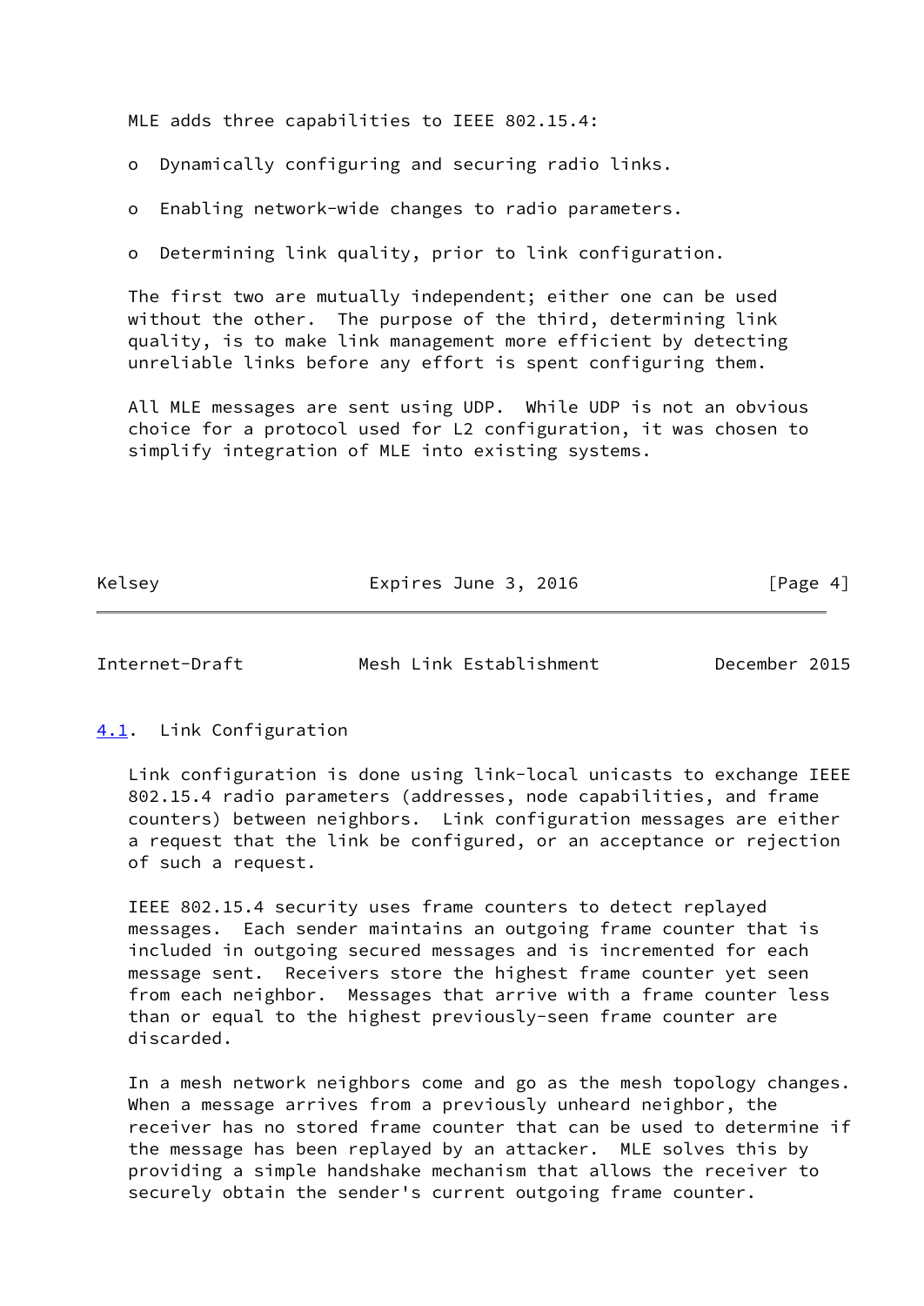MLE adds three capabilities to IEEE 802.15.4:

- Dynamically configuring and securing radio links.
- Enabling network-wide changes to radio parameters.
- Determining link quality, prior to link configuration.

The first two are mutually independent; either one can be used without the other. The purpose of the third, determining link quality, is to make link management more efficient by detecting unreliable links before any effort is spent configuring them.

All MLE messages are sent using UDP. While UDP is not an obvious choice for a protocol used for L2 configuration, it was chosen to simplify integration of MLE into existing systems.

## 4.1. Link Configuration

Link configuration is done using link-local unicasts to exchange IEEE 802.15.4 radio parameters (addresses, node capabilities, and frame counters) between neighbors. Link configuration messages are either a request that the link be configured, or an acceptance or rejection of such a request.

IEEE 802.15.4 security uses frame counters to detect replayed messages. Each sender maintains an outgoing frame counter that is included in outgoing secured messages and is incremented for each message sent. Receivers store the highest frame counter yet seen from each neighbor. Messages that arrive with a frame counter less than or equal to the highest previously-seen frame counter are discarded.

In a mesh network neighbors come and go as the mesh topology changes. When a message arrives from a previously unheard neighbor, the receiver has no stored frame counter that can be used to determine if the message has been replayed by an attacker. MLE solves this by providing a simple handshake mechanism that allows the receiver to securely obtain the sender's current outgoing frame counter.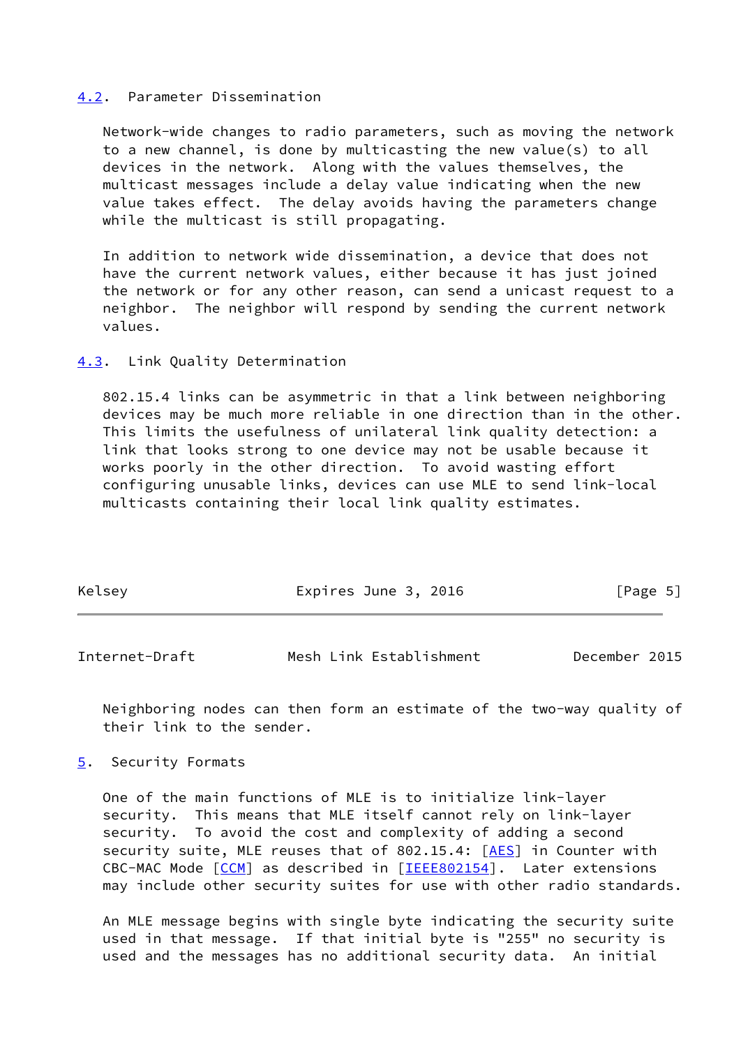## 4.2. Parameter Dissemination

Network-wide changes to radio parameters, such as moving the network to a new channel, is done by multicasting the new value(s) to all devices in the network. Along with the values themselves, the multicast messages include a delay value indicating when the new value takes effect. The delay avoids having the parameters change while the multicast is still propagating.

In addition to network wide dissemination, a device that does not have the current network values, either because it has just joined the network or for any other reason, can send a unicast request to a neighbor. The neighbor will respond by sending the current network values.

## 4.3. Link Quality Determination

802.15.4 links can be asymmetric in that a link between neighboring devices may be much more reliable in one direction than in the other. This limits the usefulness of unilateral link quality detection: a link that looks strong to one device may not be usable because it works poorly in the other direction. To avoid wasting effort configuring unusable links, devices can use MLE to send link-local multicasts containing their local link quality estimates.

Neighboring nodes can then form an estimate of the two-way quality of their link to the sender.

# 5. Security Formats

One of the main functions of MLE is to initialize link-layer security. This means that MLE itself cannot rely on link-layer security. To avoid the cost and complexity of adding a second security suite, MLE reuses that of 802.15.4: [AES] in Counter with CBC-MAC Mode [CCM] as described in [IEEE802154]. Later extensions may include other security suites for use with other radio standards.

An MLE message begins with single byte indicating the security suite used in that message. If that initial byte is "255" no security is used and the messages has no additional security data. An initial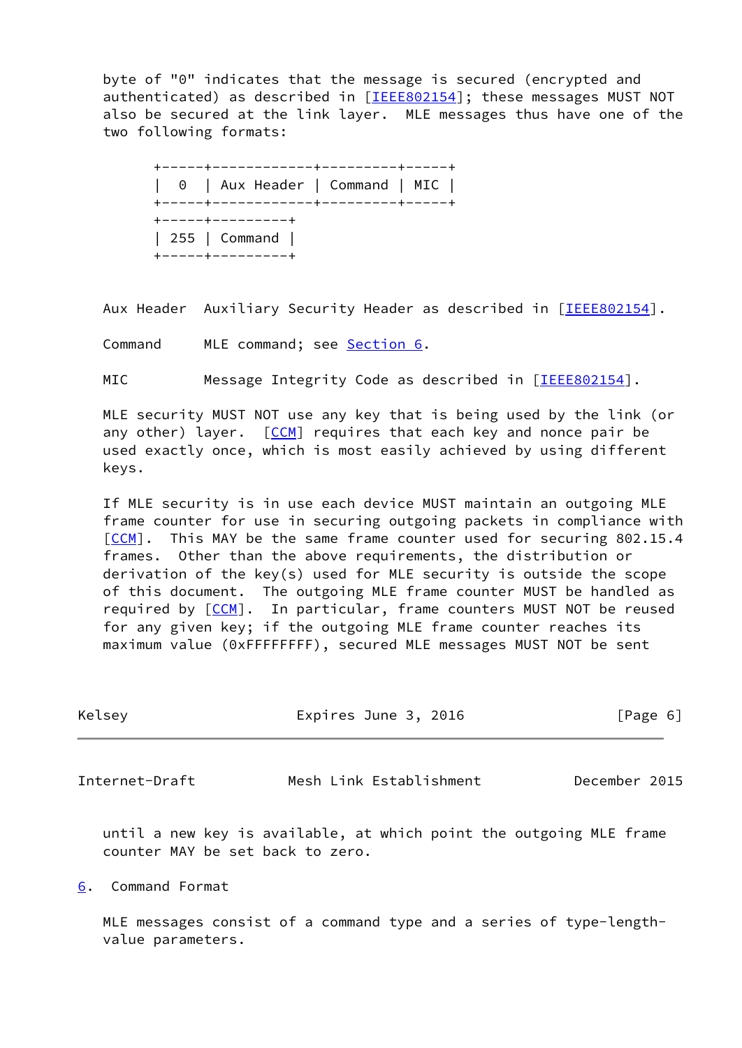byte of "0" indicates that the message is secured (encrypted and authenticated) as described in [IEEE802154]; these messages MUST NOT also be secured at the link layer. MLE messages thus have one of the two following formats:

```
+-----+------------+---------+-----+
|  0  | Aux Header | Command | MIC |
+-----+------------+---------+-----+
+-----+---------+
| 255 | Command |
+-----+---------+
```

Aux Header   Auxiliary Security Header as described in [IEEE802154].

Command      MLE command; see Section 6.

MIC          Message Integrity Code as described in [IEEE802154].

MLE security MUST NOT use any key that is being used by the link (or any other) layer. [CCM] requires that each key and nonce pair be used exactly once, which is most easily achieved by using different keys.

If MLE security is in use each device MUST maintain an outgoing MLE frame counter for use in securing outgoing packets in compliance with [CCM]. This MAY be the same frame counter used for securing 802.15.4 frames. Other than the above requirements, the distribution or derivation of the key(s) used for MLE security is outside the scope of this document. The outgoing MLE frame counter MUST be handled as required by [CCM]. In particular, frame counters MUST NOT be reused for any given key; if the outgoing MLE frame counter reaches its maximum value (0xFFFFFFFF), secured MLE messages MUST NOT be sent until a new key is available, at which point the outgoing MLE frame counter MAY be set back to zero.

## 6. Command Format

MLE messages consist of a command type and a series of type-length-value parameters.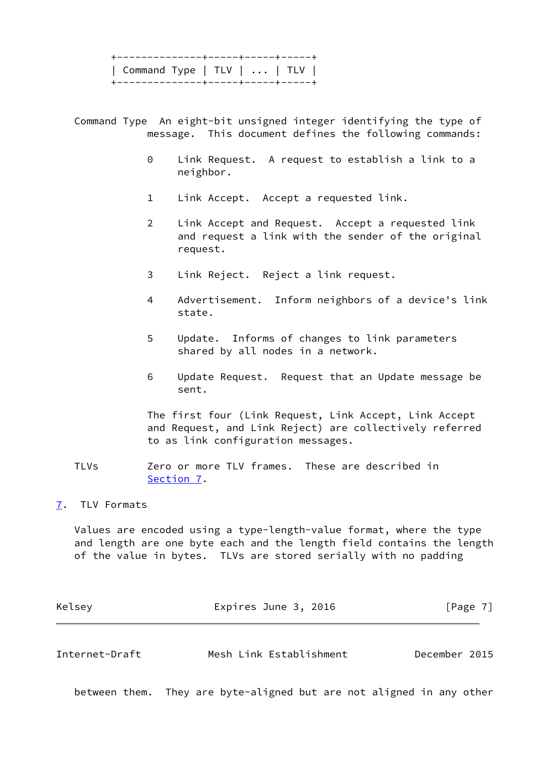```
+--------------+-----+-----+-----+
| Command Type | TLV | ... | TLV |
+--------------+-----+-----+-----+
```

Command Type  An eight-bit unsigned integer identifying the type of message.  This document defines the following commands:

- 0    Link Request.  A request to establish a link to a neighbor.
- 1    Link Accept.  Accept a requested link.
- 2    Link Accept and Request.  Accept a requested link and request a link with the sender of the original request.
- 3    Link Reject.  Reject a link request.
- 4    Advertisement.  Inform neighbors of a device's link state.
- 5    Update.  Informs of changes to link parameters shared by all nodes in a network.
- 6    Update Request.  Request that an Update message be sent.

The first four (Link Request, Link Accept, Link Accept and Request, and Link Reject) are collectively referred to as link configuration messages.

TLVs  Zero or more TLV frames.  These are described in Section 7.

## 7. TLV Formats

Values are encoded using a type-length-value format, where the type and length are one byte each and the length field contains the length of the value in bytes.  TLVs are stored serially with no padding between them.  They are byte-aligned but are not aligned in any other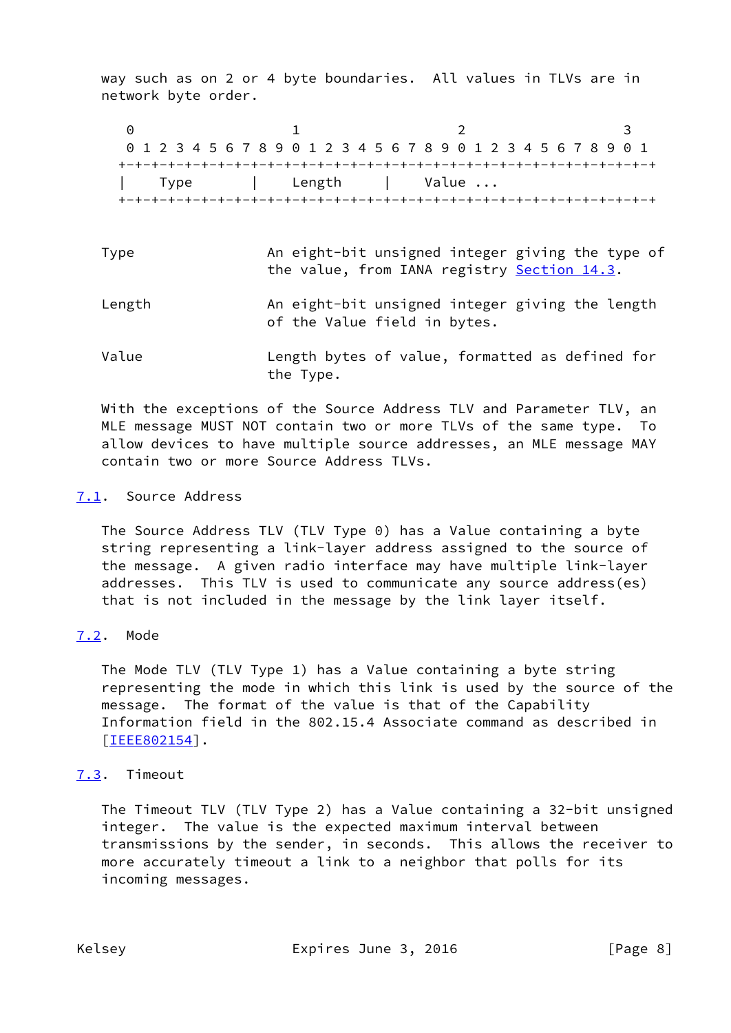way such as on 2 or 4 byte boundaries. All values in TLVs are in network byte order.

```
    0                   1                   2                   3
    0 1 2 3 4 5 6 7 8 9 0 1 2 3 4 5 6 7 8 9 0 1 2 3 4 5 6 7 8 9 0 1
   +-+-+-+-+-+-+-+-+-+-+-+-+-+-+-+-+-+-+-+-+-+-+-+-+-+-+-+-+-+-+-+-+
   |     Type      |    Length     |    Value ...
   +-+-+-+-+-+-+-+-+-+-+-+-+-+-+-+-+-+-+-+-+-+-+-+-+-+-+-+-+-+-+-+-+
```

Type — An eight-bit unsigned integer giving the type of the value, from IANA registry Section 14.3.

Length — An eight-bit unsigned integer giving the length of the Value field in bytes.

Value — Length bytes of value, formatted as defined for the Type.

With the exceptions of the Source Address TLV and Parameter TLV, an MLE message MUST NOT contain two or more TLVs of the same type. To allow devices to have multiple source addresses, an MLE message MAY contain two or more Source Address TLVs.

## 7.1. Source Address

The Source Address TLV (TLV Type 0) has a Value containing a byte string representing a link-layer address assigned to the source of the message. A given radio interface may have multiple link-layer addresses. This TLV is used to communicate any source address(es) that is not included in the message by the link layer itself.

## 7.2. Mode

The Mode TLV (TLV Type 1) has a Value containing a byte string representing the mode in which this link is used by the source of the message. The format of the value is that of the Capability Information field in the 802.15.4 Associate command as described in [IEEE802154].

## 7.3. Timeout

The Timeout TLV (TLV Type 2) has a Value containing a 32-bit unsigned integer. The value is the expected maximum interval between transmissions by the sender, in seconds. This allows the receiver to more accurately timeout a link to a neighbor that polls for its incoming messages.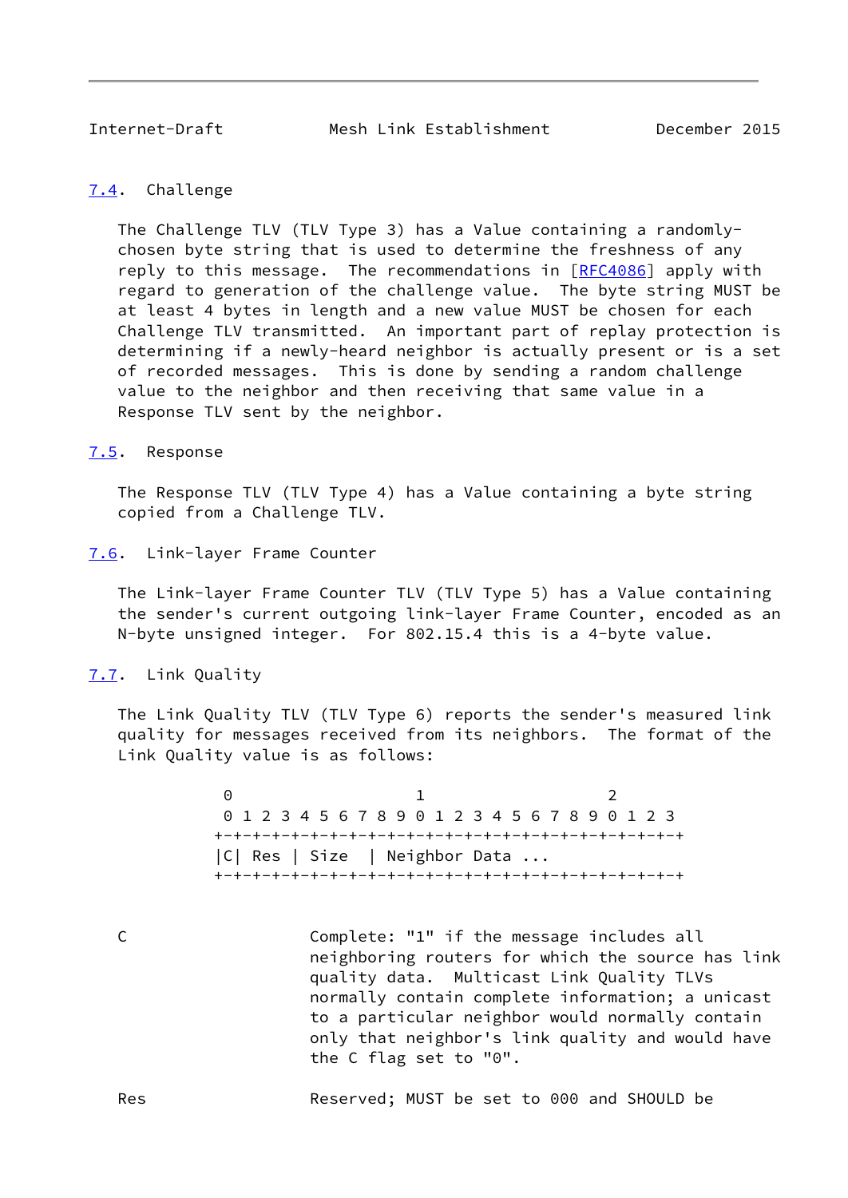### 7.4. Challenge

The Challenge TLV (TLV Type 3) has a Value containing a randomly-chosen byte string that is used to determine the freshness of any reply to this message. The recommendations in [RFC4086] apply with regard to generation of the challenge value. The byte string MUST be at least 4 bytes in length and a new value MUST be chosen for each Challenge TLV transmitted. An important part of replay protection is determining if a newly-heard neighbor is actually present or is a set of recorded messages. This is done by sending a random challenge value to the neighbor and then receiving that same value in a Response TLV sent by the neighbor.

### 7.5. Response

The Response TLV (TLV Type 4) has a Value containing a byte string copied from a Challenge TLV.

### 7.6. Link-layer Frame Counter

The Link-layer Frame Counter TLV (TLV Type 5) has a Value containing the sender's current outgoing link-layer Frame Counter, encoded as an N-byte unsigned integer. For 802.15.4 this is a 4-byte value.

### 7.7. Link Quality

The Link Quality TLV (TLV Type 6) reports the sender's measured link quality for messages received from its neighbors. The format of the Link Quality value is as follows:

```
 0                   1                   2
 0 1 2 3 4 5 6 7 8 9 0 1 2 3 4 5 6 7 8 9 0 1 2 3
+-+-+-+-+-+-+-+-+-+-+-+-+-+-+-+-+-+-+-+-+-+-+-+-+
|C| Res | Size  | Neighbor Data ...
+-+-+-+-+-+-+-+-+-+-+-+-+-+-+-+-+-+-+-+-+-+-+-+-+
```

C — Complete: "1" if the message includes all neighboring routers for which the source has link quality data. Multicast Link Quality TLVs normally contain complete information; a unicast to a particular neighbor would normally contain only that neighbor's link quality and would have the C flag set to "0".

Res — Reserved; MUST be set to 000 and SHOULD be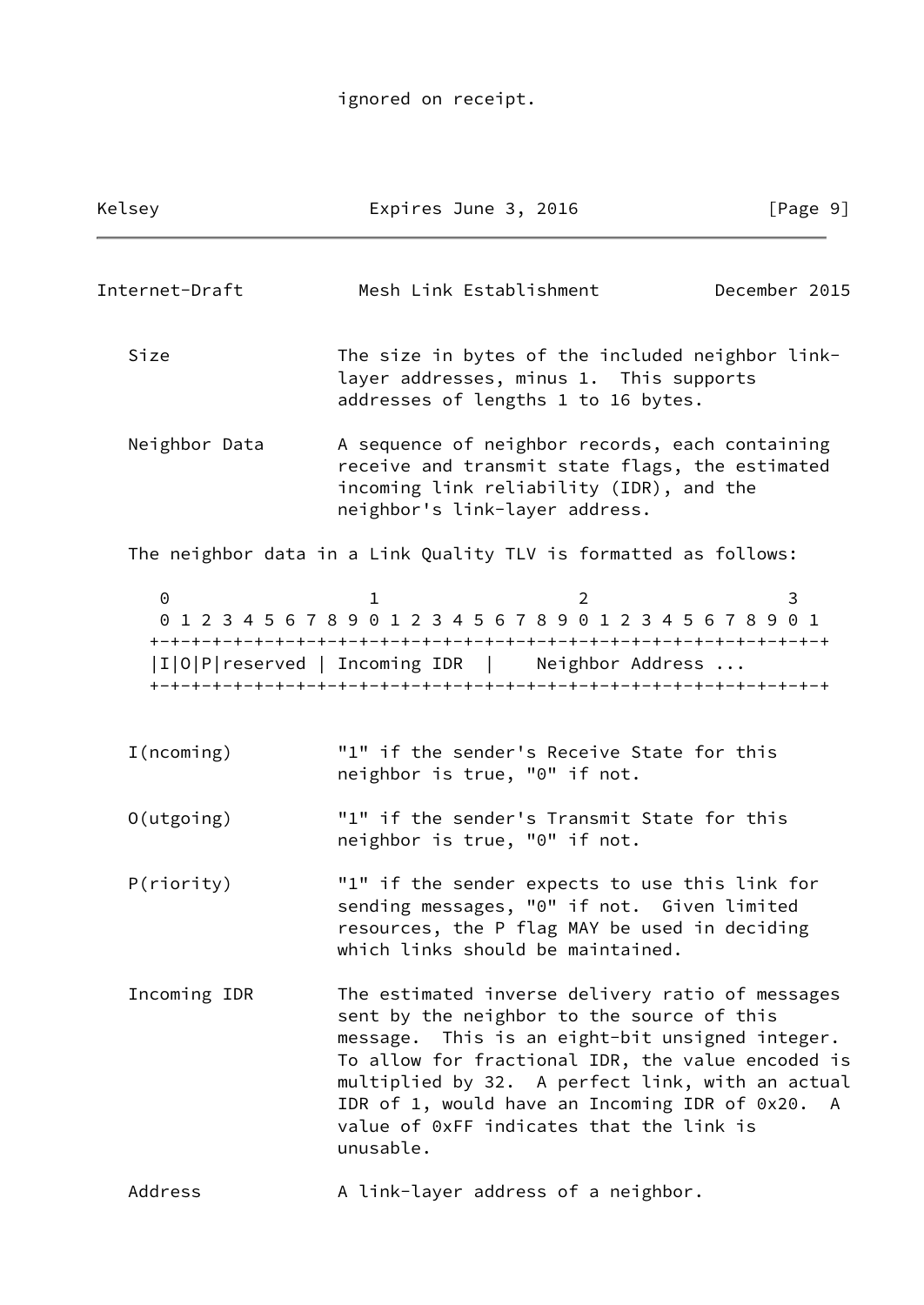ignored on receipt.

Size — The size in bytes of the included neighbor link-layer addresses, minus 1. This supports addresses of lengths 1 to 16 bytes.

Neighbor Data — A sequence of neighbor records, each containing receive and transmit state flags, the estimated incoming link reliability (IDR), and the neighbor's link-layer address.

The neighbor data in a Link Quality TLV is formatted as follows:

```
 0                   1                   2                   3
 0 1 2 3 4 5 6 7 8 9 0 1 2 3 4 5 6 7 8 9 0 1 2 3 4 5 6 7 8 9 0 1
+-+-+-+-+-+-+-+-+-+-+-+-+-+-+-+-+-+-+-+-+-+-+-+-+-+-+-+-+-+-+-+-+
|I|O|P|reserved | Incoming IDR  |    Neighbor Address ...
+-+-+-+-+-+-+-+-+-+-+-+-+-+-+-+-+-+-+-+-+-+-+-+-+-+-+-+-+-+-+-+-+
```

I(ncoming) — "1" if the sender's Receive State for this neighbor is true, "0" if not.

O(utgoing) — "1" if the sender's Transmit State for this neighbor is true, "0" if not.

P(riority) — "1" if the sender expects to use this link for sending messages, "0" if not. Given limited resources, the P flag MAY be used in deciding which links should be maintained.

Incoming IDR — The estimated inverse delivery ratio of messages sent by the neighbor to the source of this message. This is an eight-bit unsigned integer. To allow for fractional IDR, the value encoded is multiplied by 32. A perfect link, with an actual IDR of 1, would have an Incoming IDR of 0x20. A value of 0xFF indicates that the link is unusable.

Address — A link-layer address of a neighbor.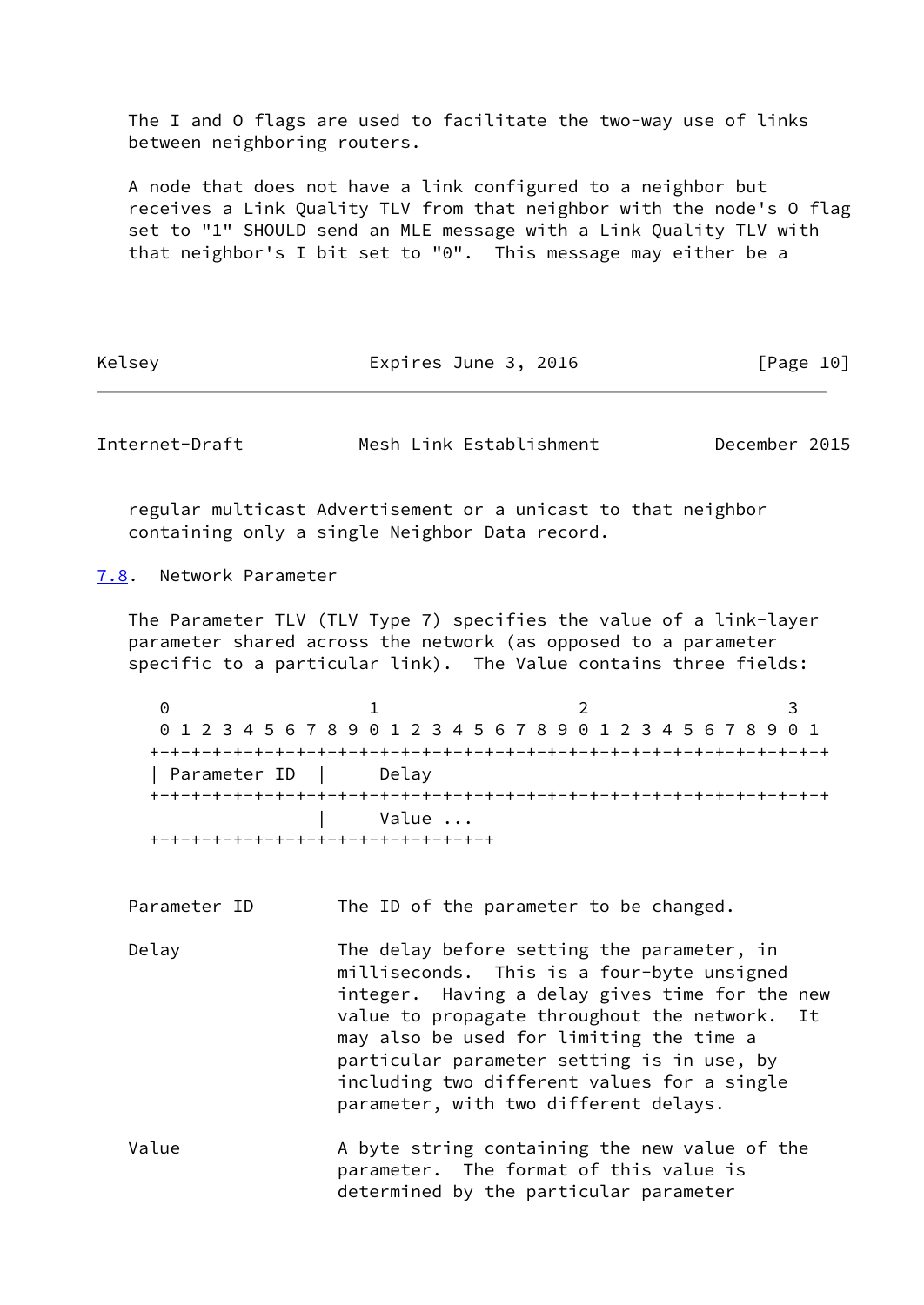The I and O flags are used to facilitate the two-way use of links between neighboring routers.

A node that does not have a link configured to a neighbor but receives a Link Quality TLV from that neighbor with the node's O flag set to "1" SHOULD send an MLE message with a Link Quality TLV with that neighbor's I bit set to "0". This message may either be a regular multicast Advertisement or a unicast to that neighbor containing only a single Neighbor Data record.

## 7.8. Network Parameter

The Parameter TLV (TLV Type 7) specifies the value of a link-layer parameter shared across the network (as opposed to a parameter specific to a particular link). The Value contains three fields:

```
 0                   1                   2                   3
 0 1 2 3 4 5 6 7 8 9 0 1 2 3 4 5 6 7 8 9 0 1 2 3 4 5 6 7 8 9 0 1
+-+-+-+-+-+-+-+-+-+-+-+-+-+-+-+-+-+-+-+-+-+-+-+-+-+-+-+-+-+-+-+-+
| Parameter ID  |     Delay
+-+-+-+-+-+-+-+-+-+-+-+-+-+-+-+-+-+-+-+-+-+-+-+-+-+-+-+-+-+-+-+-+
                |     Value ...
+-+-+-+-+-+-+-+-+-+-+-+-+-+-+-+-+
```

Parameter ID — The ID of the parameter to be changed.

Delay — The delay before setting the parameter, in milliseconds. This is a four-byte unsigned integer. Having a delay gives time for the new value to propagate throughout the network. It may also be used for limiting the time a particular parameter setting is in use, by including two different values for a single parameter, with two different delays.

Value — A byte string containing the new value of the parameter. The format of this value is determined by the particular parameter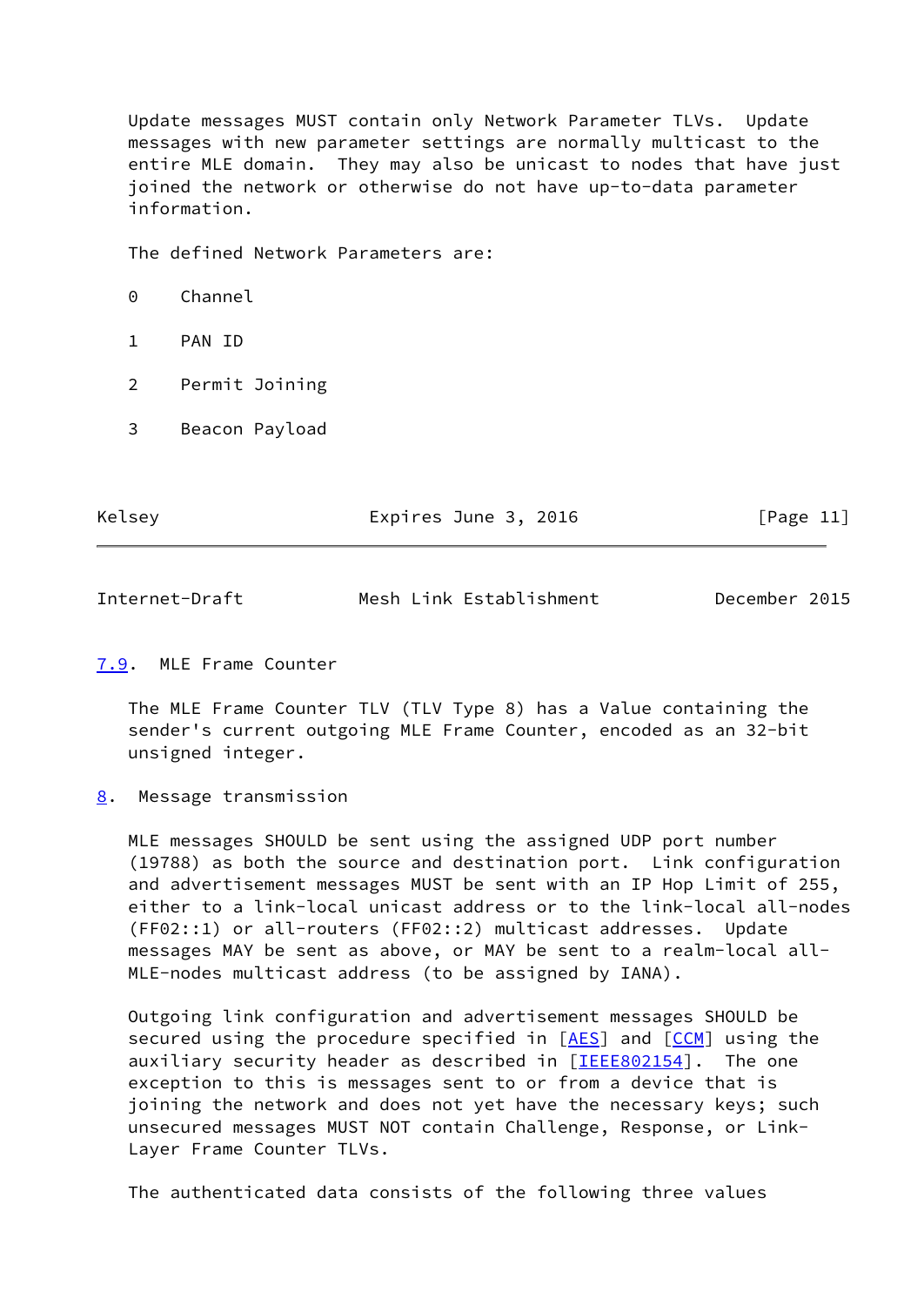Update messages MUST contain only Network Parameter TLVs. Update messages with new parameter settings are normally multicast to the entire MLE domain. They may also be unicast to nodes that have just joined the network or otherwise do not have up-to-data parameter information.

The defined Network Parameters are:

0 Channel

1 PAN ID

2 Permit Joining

3 Beacon Payload

### 7.9. MLE Frame Counter

The MLE Frame Counter TLV (TLV Type 8) has a Value containing the sender's current outgoing MLE Frame Counter, encoded as an 32-bit unsigned integer.

## 8. Message transmission

MLE messages SHOULD be sent using the assigned UDP port number (19788) as both the source and destination port. Link configuration and advertisement messages MUST be sent with an IP Hop Limit of 255, either to a link-local unicast address or to the link-local all-nodes (FF02::1) or all-routers (FF02::2) multicast addresses. Update messages MAY be sent as above, or MAY be sent to a realm-local all-MLE-nodes multicast address (to be assigned by IANA).

Outgoing link configuration and advertisement messages SHOULD be secured using the procedure specified in [AES] and [CCM] using the auxiliary security header as described in [IEEE802154]. The one exception to this is messages sent to or from a device that is joining the network and does not yet have the necessary keys; such unsecured messages MUST NOT contain Challenge, Response, or Link-Layer Frame Counter TLVs.

The authenticated data consists of the following three values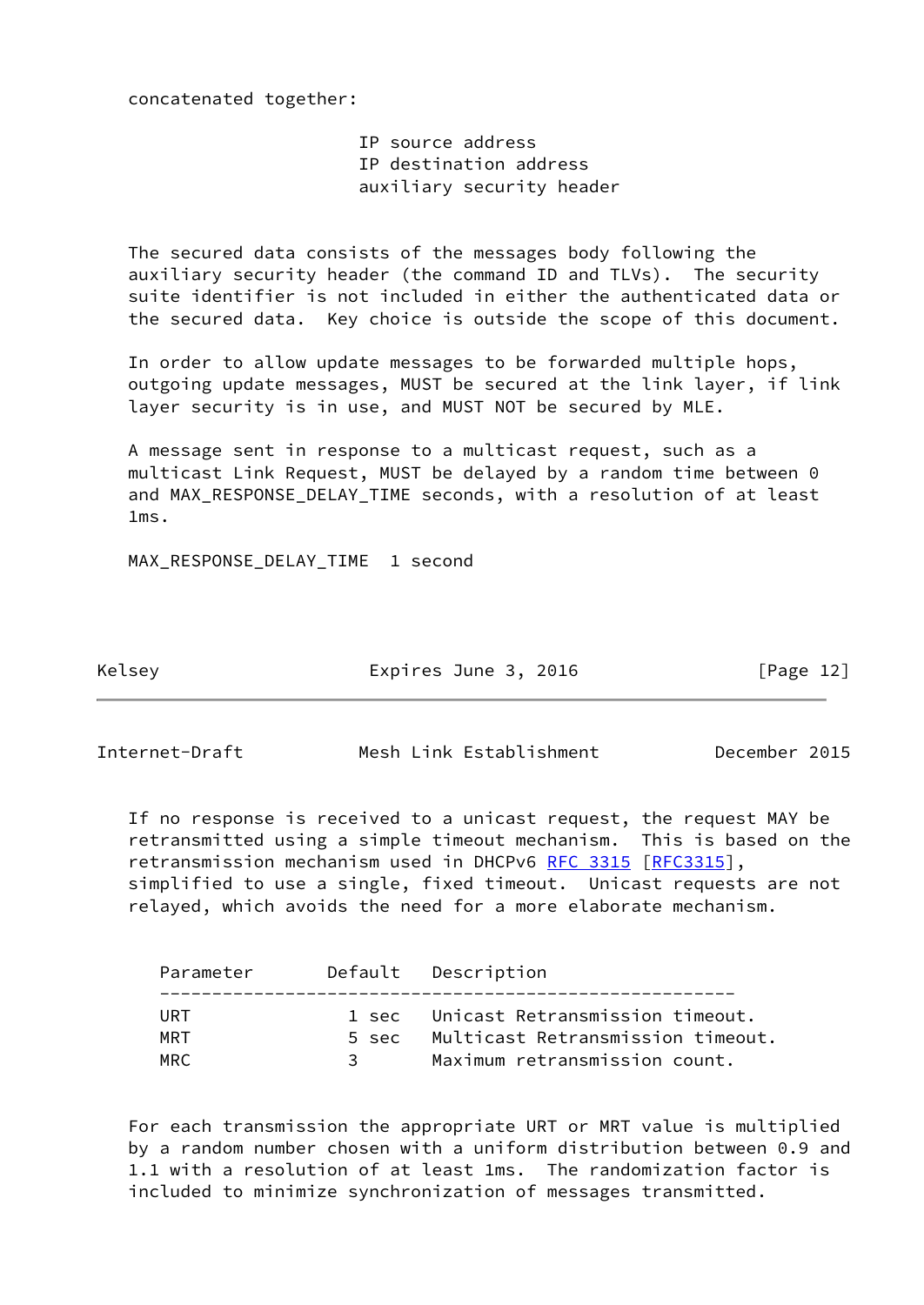concatenated together:

IP source address
IP destination address
auxiliary security header

The secured data consists of the messages body following the auxiliary security header (the command ID and TLVs). The security suite identifier is not included in either the authenticated data or the secured data. Key choice is outside the scope of this document.

In order to allow update messages to be forwarded multiple hops, outgoing update messages, MUST be secured at the link layer, if link layer security is in use, and MUST NOT be secured by MLE.

A message sent in response to a multicast request, such as a multicast Link Request, MUST be delayed by a random time between 0 and MAX_RESPONSE_DELAY_TIME seconds, with a resolution of at least 1ms.

MAX_RESPONSE_DELAY_TIME 1 second

If no response is received to a unicast request, the request MAY be retransmitted using a simple timeout mechanism. This is based on the retransmission mechanism used in DHCPv6 RFC 3315 [RFC3315], simplified to use a single, fixed timeout. Unicast requests are not relayed, which avoids the need for a more elaborate mechanism.

| Parameter | Default | Description |
|---|---|---|
| URT | 1 sec | Unicast Retransmission timeout. |
| MRT | 5 sec | Multicast Retransmission timeout. |
| MRC | 3 | Maximum retransmission count. |

For each transmission the appropriate URT or MRT value is multiplied by a random number chosen with a uniform distribution between 0.9 and 1.1 with a resolution of at least 1ms. The randomization factor is included to minimize synchronization of messages transmitted.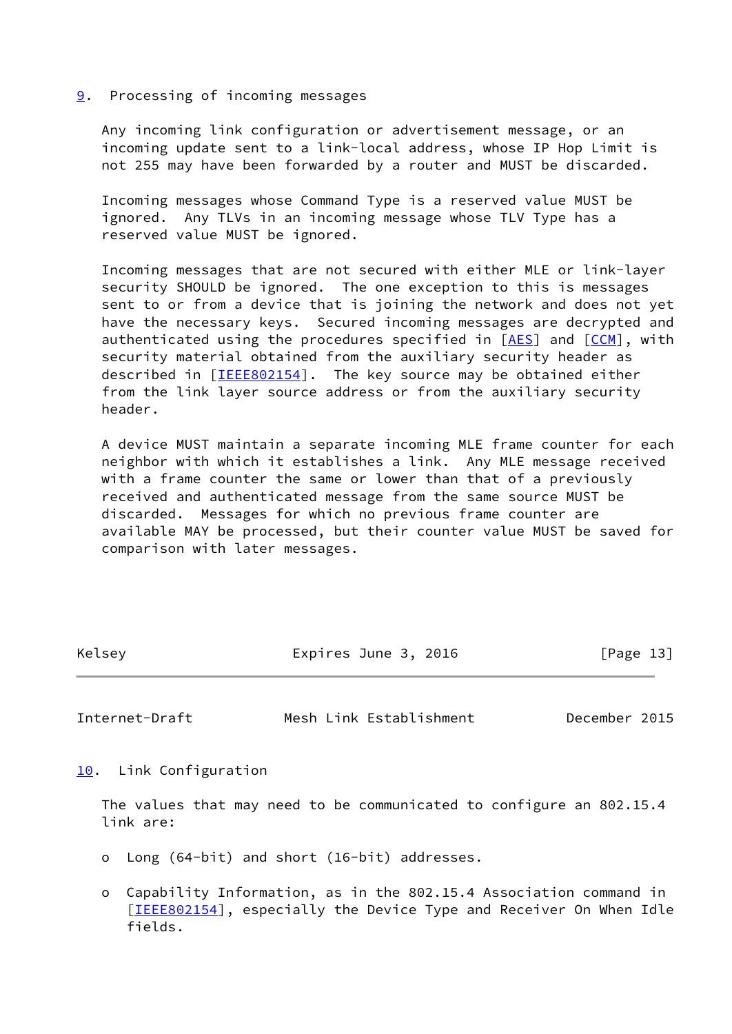## 9. Processing of incoming messages

Any incoming link configuration or advertisement message, or an incoming update sent to a link-local address, whose IP Hop Limit is not 255 may have been forwarded by a router and MUST be discarded.

Incoming messages whose Command Type is a reserved value MUST be ignored. Any TLVs in an incoming message whose TLV Type has a reserved value MUST be ignored.

Incoming messages that are not secured with either MLE or link-layer security SHOULD be ignored. The one exception to this is messages sent to or from a device that is joining the network and does not yet have the necessary keys. Secured incoming messages are decrypted and authenticated using the procedures specified in [AES] and [CCM], with security material obtained from the auxiliary security header as described in [IEEE802154]. The key source may be obtained either from the link layer source address or from the auxiliary security header.

A device MUST maintain a separate incoming MLE frame counter for each neighbor with which it establishes a link. Any MLE message received with a frame counter the same or lower than that of a previously received and authenticated message from the same source MUST be discarded. Messages for which no previous frame counter are available MAY be processed, but their counter value MUST be saved for comparison with later messages.

## 10. Link Configuration

The values that may need to be communicated to configure an 802.15.4 link are:

- Long (64-bit) and short (16-bit) addresses.
- Capability Information, as in the 802.15.4 Association command in [IEEE802154], especially the Device Type and Receiver On When Idle fields.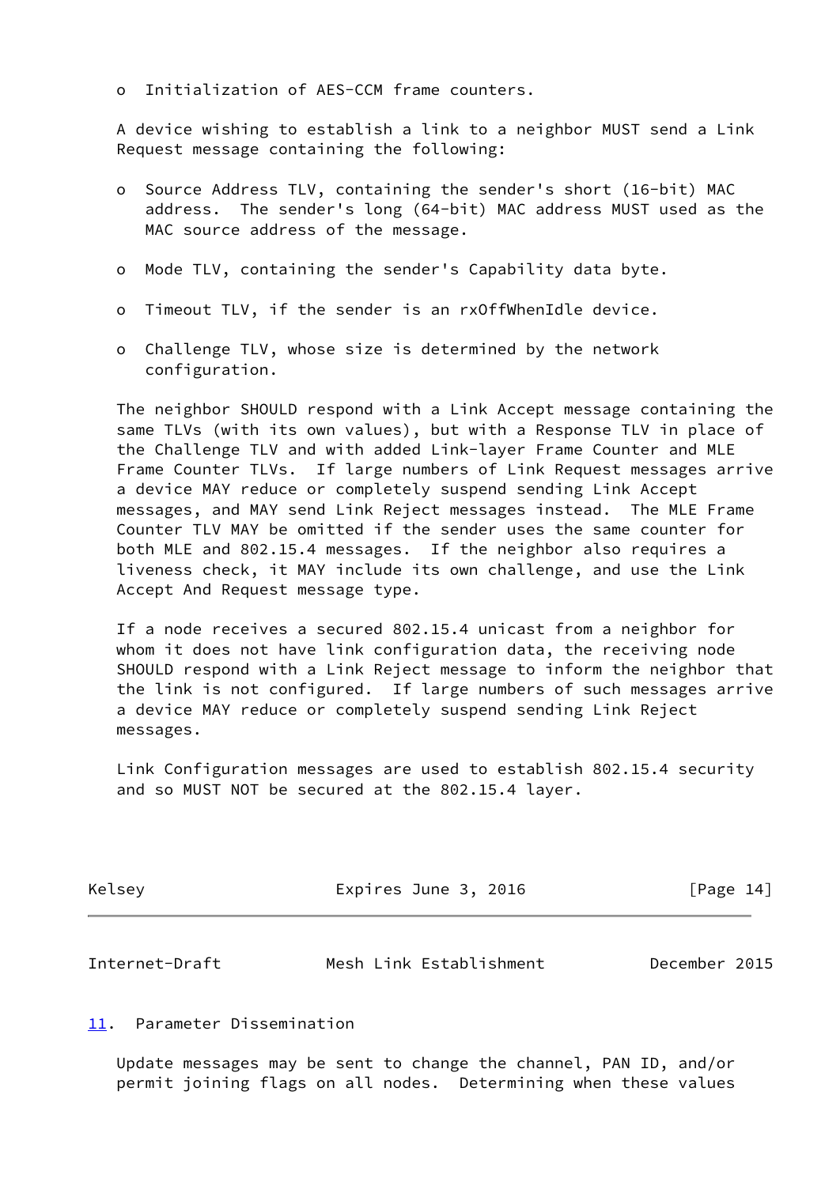- Initialization of AES-CCM frame counters.

A device wishing to establish a link to a neighbor MUST send a Link Request message containing the following:

- Source Address TLV, containing the sender's short (16-bit) MAC address. The sender's long (64-bit) MAC address MUST used as the MAC source address of the message.

- Mode TLV, containing the sender's Capability data byte.

- Timeout TLV, if the sender is an rxOffWhenIdle device.

- Challenge TLV, whose size is determined by the network configuration.

The neighbor SHOULD respond with a Link Accept message containing the same TLVs (with its own values), but with a Response TLV in place of the Challenge TLV and with added Link-layer Frame Counter and MLE Frame Counter TLVs. If large numbers of Link Request messages arrive a device MAY reduce or completely suspend sending Link Accept messages, and MAY send Link Reject messages instead. The MLE Frame Counter TLV MAY be omitted if the sender uses the same counter for both MLE and 802.15.4 messages. If the neighbor also requires a liveness check, it MAY include its own challenge, and use the Link Accept And Request message type.

If a node receives a secured 802.15.4 unicast from a neighbor for whom it does not have link configuration data, the receiving node SHOULD respond with a Link Reject message to inform the neighbor that the link is not configured. If large numbers of such messages arrive a device MAY reduce or completely suspend sending Link Reject messages.

Link Configuration messages are used to establish 802.15.4 security and so MUST NOT be secured at the 802.15.4 layer.

## 11. Parameter Dissemination

Update messages may be sent to change the channel, PAN ID, and/or permit joining flags on all nodes. Determining when these values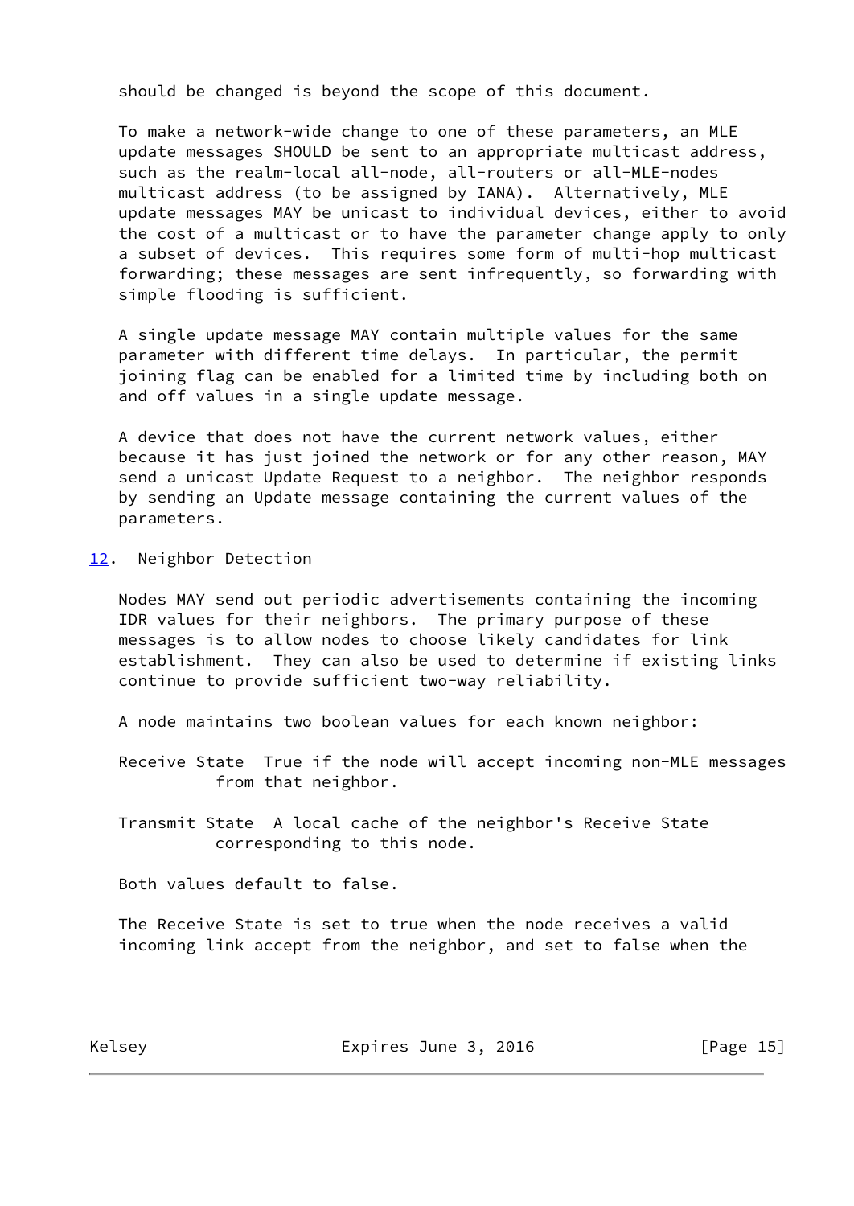should be changed is beyond the scope of this document.

To make a network-wide change to one of these parameters, an MLE update messages SHOULD be sent to an appropriate multicast address, such as the realm-local all-node, all-routers or all-MLE-nodes multicast address (to be assigned by IANA). Alternatively, MLE update messages MAY be unicast to individual devices, either to avoid the cost of a multicast or to have the parameter change apply to only a subset of devices. This requires some form of multi-hop multicast forwarding; these messages are sent infrequently, so forwarding with simple flooding is sufficient.

A single update message MAY contain multiple values for the same parameter with different time delays. In particular, the permit joining flag can be enabled for a limited time by including both on and off values in a single update message.

A device that does not have the current network values, either because it has just joined the network or for any other reason, MAY send a unicast Update Request to a neighbor. The neighbor responds by sending an Update message containing the current values of the parameters.

## 12. Neighbor Detection

Nodes MAY send out periodic advertisements containing the incoming IDR values for their neighbors. The primary purpose of these messages is to allow nodes to choose likely candidates for link establishment. They can also be used to determine if existing links continue to provide sufficient two-way reliability.

A node maintains two boolean values for each known neighbor:

Receive State True if the node will accept incoming non-MLE messages from that neighbor.

Transmit State A local cache of the neighbor's Receive State corresponding to this node.

Both values default to false.

The Receive State is set to true when the node receives a valid incoming link accept from the neighbor, and set to false when the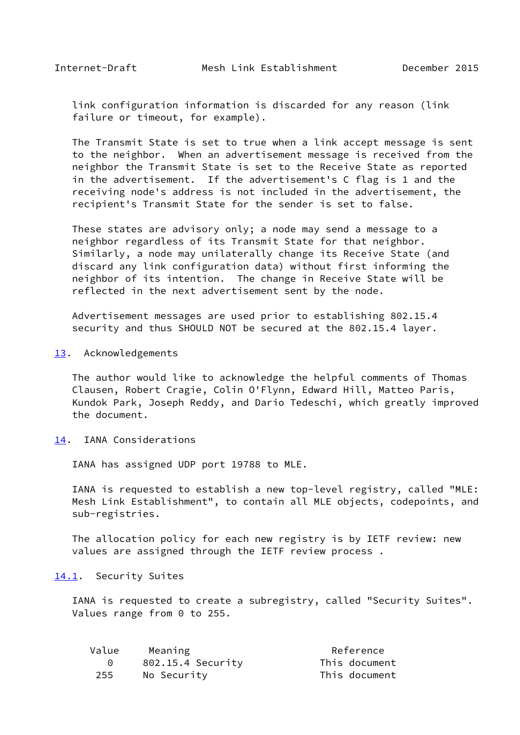link configuration information is discarded for any reason (link failure or timeout, for example).

The Transmit State is set to true when a link accept message is sent to the neighbor. When an advertisement message is received from the neighbor the Transmit State is set to the Receive State as reported in the advertisement. If the advertisement's C flag is 1 and the receiving node's address is not included in the advertisement, the recipient's Transmit State for the sender is set to false.

These states are advisory only; a node may send a message to a neighbor regardless of its Transmit State for that neighbor. Similarly, a node may unilaterally change its Receive State (and discard any link configuration data) without first informing the neighbor of its intention. The change in Receive State will be reflected in the next advertisement sent by the node.

Advertisement messages are used prior to establishing 802.15.4 security and thus SHOULD NOT be secured at the 802.15.4 layer.

## 13. Acknowledgements

The author would like to acknowledge the helpful comments of Thomas Clausen, Robert Cragie, Colin O'Flynn, Edward Hill, Matteo Paris, Kundok Park, Joseph Reddy, and Dario Tedeschi, which greatly improved the document.

## 14. IANA Considerations

IANA has assigned UDP port 19788 to MLE.

IANA is requested to establish a new top-level registry, called "MLE: Mesh Link Establishment", to contain all MLE objects, codepoints, and sub-registries.

The allocation policy for each new registry is by IETF review: new values are assigned through the IETF review process .

### 14.1. Security Suites

IANA is requested to create a subregistry, called "Security Suites". Values range from 0 to 255.

| Value | Meaning | Reference |
|---|---|---|
| 0 | 802.15.4 Security | This document |
| 255 | No Security | This document |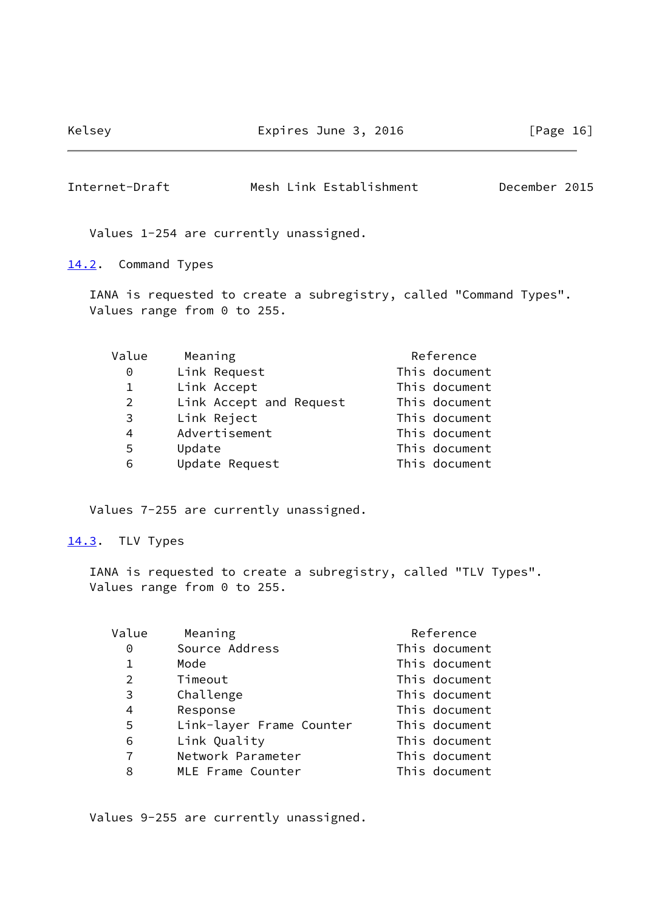Values 1-254 are currently unassigned.

### 14.2. Command Types

IANA is requested to create a subregistry, called "Command Types". Values range from 0 to 255.

| Value | Meaning | Reference |
|---|---|---|
| 0 | Link Request | This document |
| 1 | Link Accept | This document |
| 2 | Link Accept and Request | This document |
| 3 | Link Reject | This document |
| 4 | Advertisement | This document |
| 5 | Update | This document |
| 6 | Update Request | This document |

Values 7-255 are currently unassigned.

### 14.3. TLV Types

IANA is requested to create a subregistry, called "TLV Types". Values range from 0 to 255.

| Value | Meaning | Reference |
|---|---|---|
| 0 | Source Address | This document |
| 1 | Mode | This document |
| 2 | Timeout | This document |
| 3 | Challenge | This document |
| 4 | Response | This document |
| 5 | Link-layer Frame Counter | This document |
| 6 | Link Quality | This document |
| 7 | Network Parameter | This document |
| 8 | MLE Frame Counter | This document |

Values 9-255 are currently unassigned.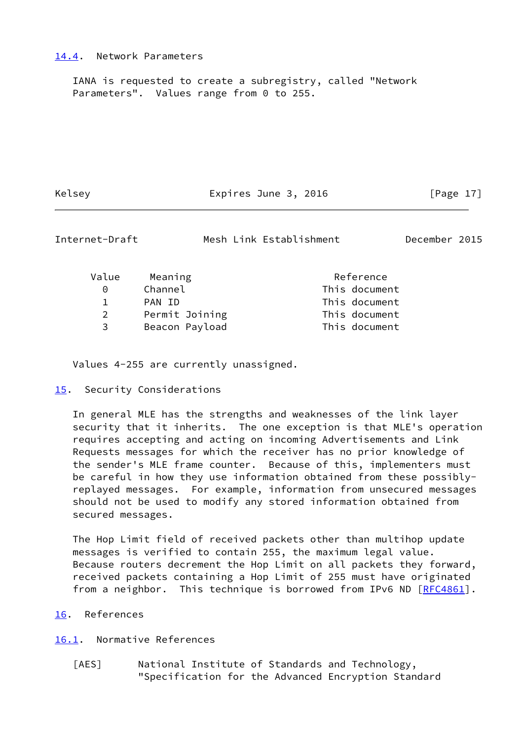### 14.4. Network Parameters

IANA is requested to create a subregistry, called "Network Parameters". Values range from 0 to 255.

| Value | Meaning | Reference |
|---|---|---|
| 0 | Channel | This document |
| 1 | PAN ID | This document |
| 2 | Permit Joining | This document |
| 3 | Beacon Payload | This document |

Values 4-255 are currently unassigned.

## 15. Security Considerations

In general MLE has the strengths and weaknesses of the link layer security that it inherits. The one exception is that MLE's operation requires accepting and acting on incoming Advertisements and Link Requests messages for which the receiver has no prior knowledge of the sender's MLE frame counter. Because of this, implementers must be careful in how they use information obtained from these possibly-replayed messages. For example, information from unsecured messages should not be used to modify any stored information obtained from secured messages.

The Hop Limit field of received packets other than multihop update messages is verified to contain 255, the maximum legal value. Because routers decrement the Hop Limit on all packets they forward, received packets containing a Hop Limit of 255 must have originated from a neighbor. This technique is borrowed from IPv6 ND [RFC4861].

## 16. References

### 16.1. Normative References

[AES] National Institute of Standards and Technology, "Specification for the Advanced Encryption Standard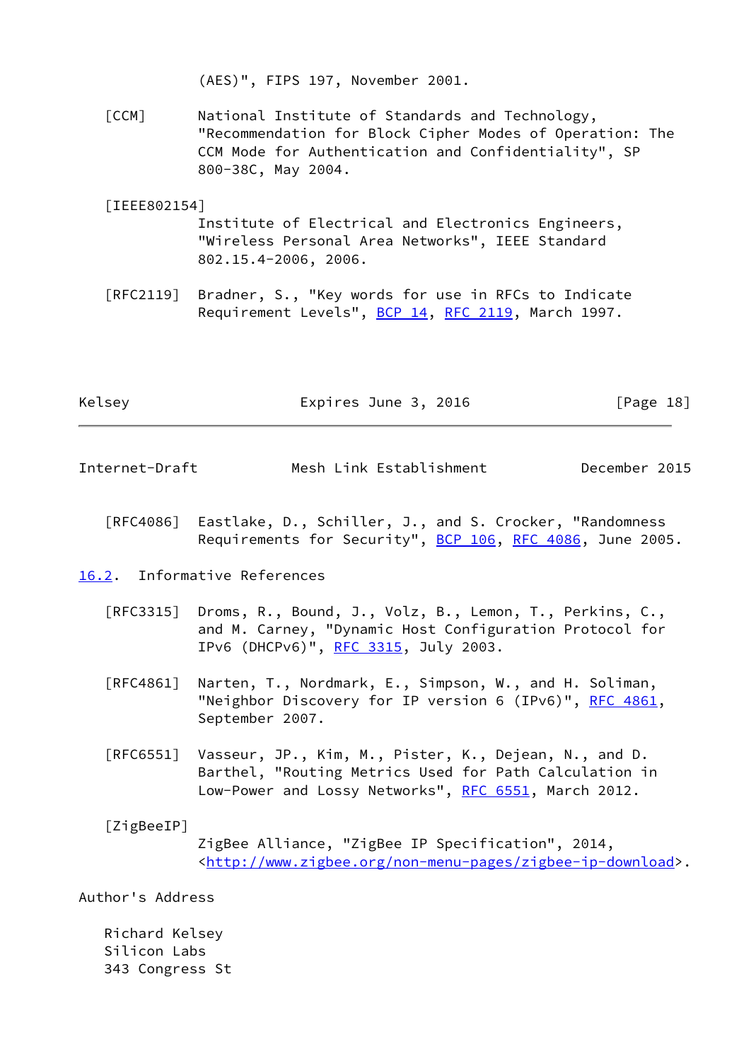(AES)", FIPS 197, November 2001.

[CCM] National Institute of Standards and Technology, "Recommendation for Block Cipher Modes of Operation: The CCM Mode for Authentication and Confidentiality", SP 800-38C, May 2004.

[IEEE802154] Institute of Electrical and Electronics Engineers, "Wireless Personal Area Networks", IEEE Standard 802.15.4-2006, 2006.

[RFC2119] Bradner, S., "Key words for use in RFCs to Indicate Requirement Levels", BCP 14, RFC 2119, March 1997.

[RFC4086] Eastlake, D., Schiller, J., and S. Crocker, "Randomness Requirements for Security", BCP 106, RFC 4086, June 2005.

## 16.2. Informative References

[RFC3315] Droms, R., Bound, J., Volz, B., Lemon, T., Perkins, C., and M. Carney, "Dynamic Host Configuration Protocol for IPv6 (DHCPv6)", RFC 3315, July 2003.

[RFC4861] Narten, T., Nordmark, E., Simpson, W., and H. Soliman, "Neighbor Discovery for IP version 6 (IPv6)", RFC 4861, September 2007.

[RFC6551] Vasseur, JP., Kim, M., Pister, K., Dejean, N., and D. Barthel, "Routing Metrics Used for Path Calculation in Low-Power and Lossy Networks", RFC 6551, March 2012.

[ZigBeeIP] ZigBee Alliance, "ZigBee IP Specification", 2014, <http://www.zigbee.org/non-menu-pages/zigbee-ip-download>.

## Author's Address

Richard Kelsey
Silicon Labs
343 Congress St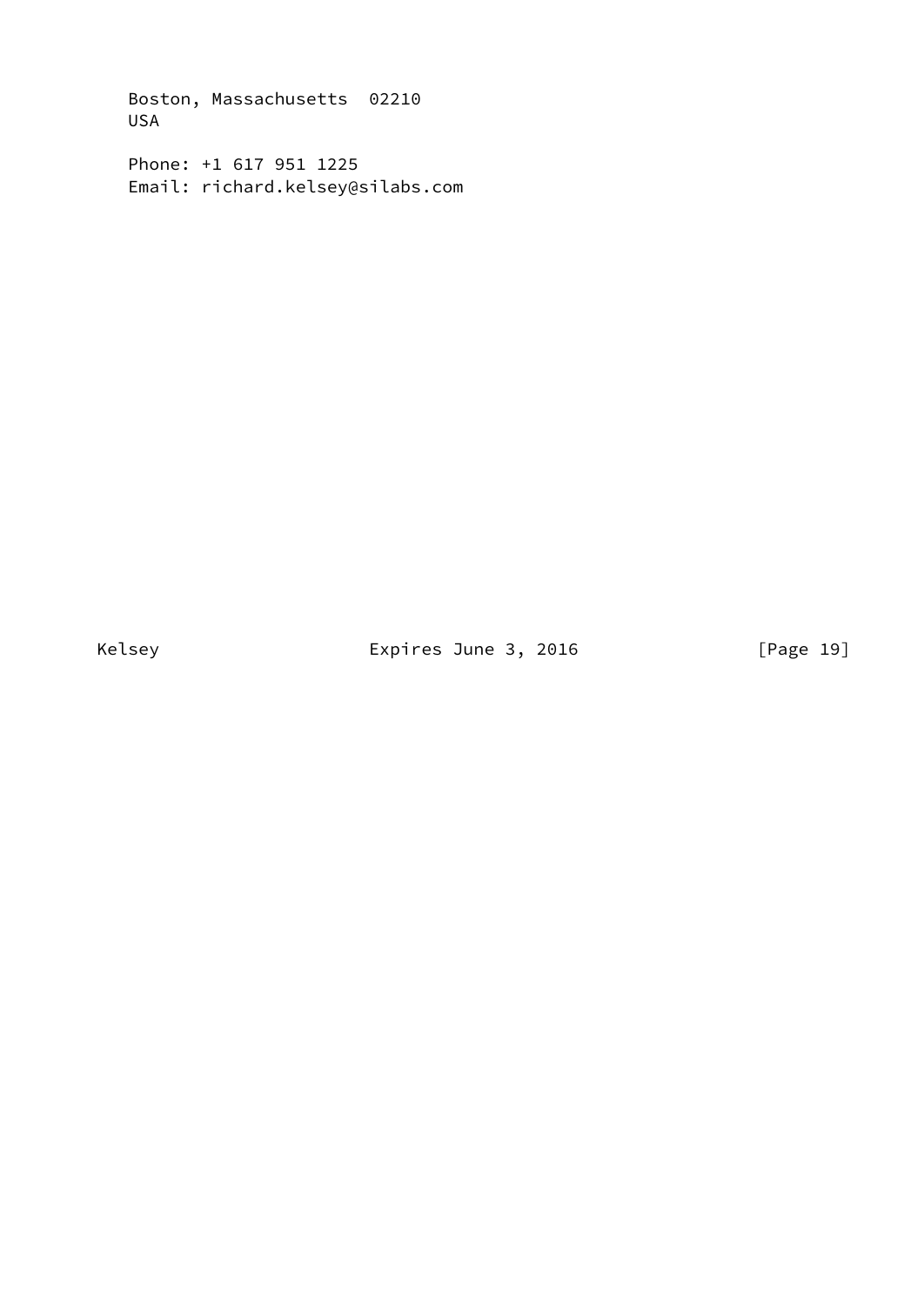Boston, Massachusetts  02210
USA

Phone: +1 617 951 1225
Email: richard.kelsey@silabs.com